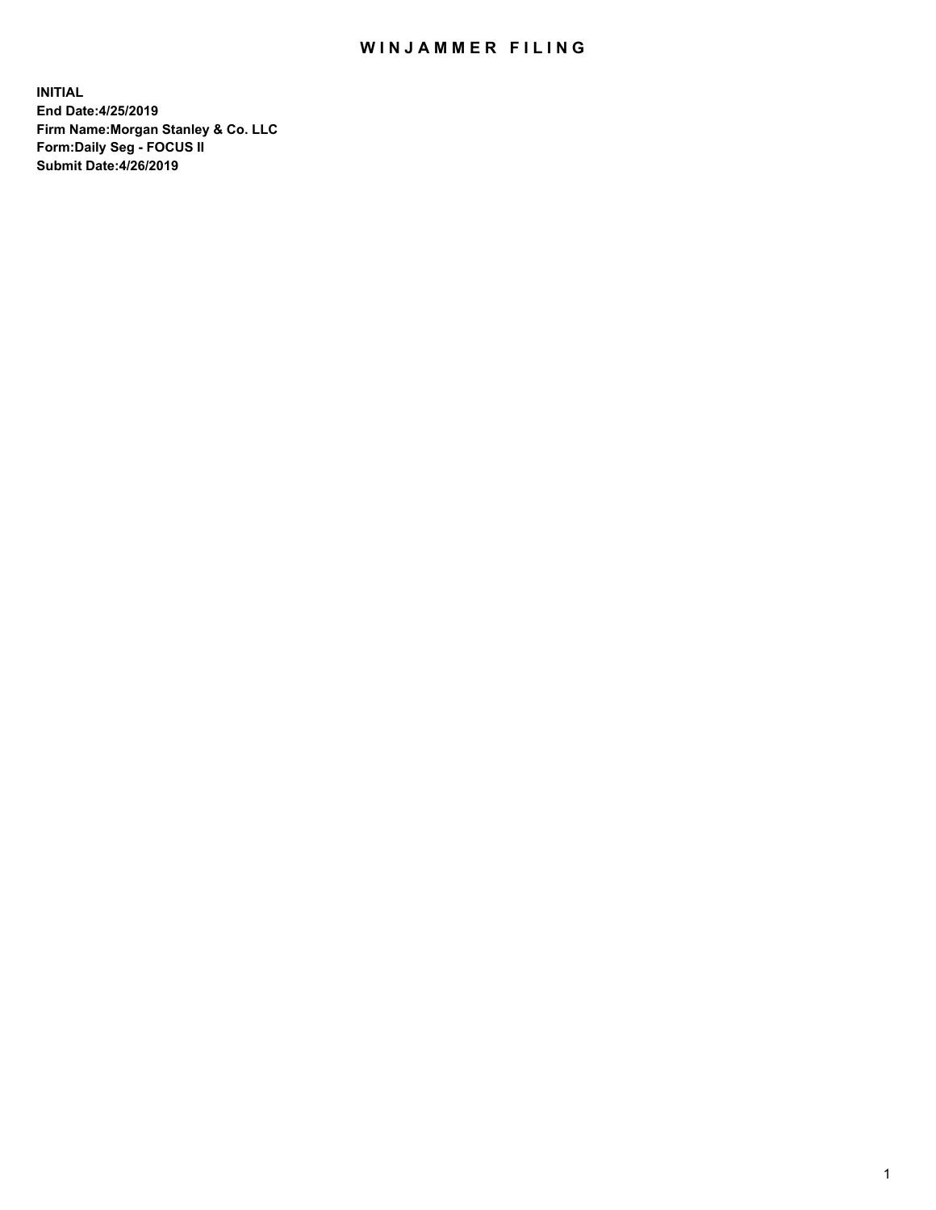# WINJAMMER FILING

**INITIAL**
**End Date:4/25/2019**
**Firm Name:Morgan Stanley & Co. LLC**
**Form:Daily Seg - FOCUS II**
**Submit Date:4/26/2019**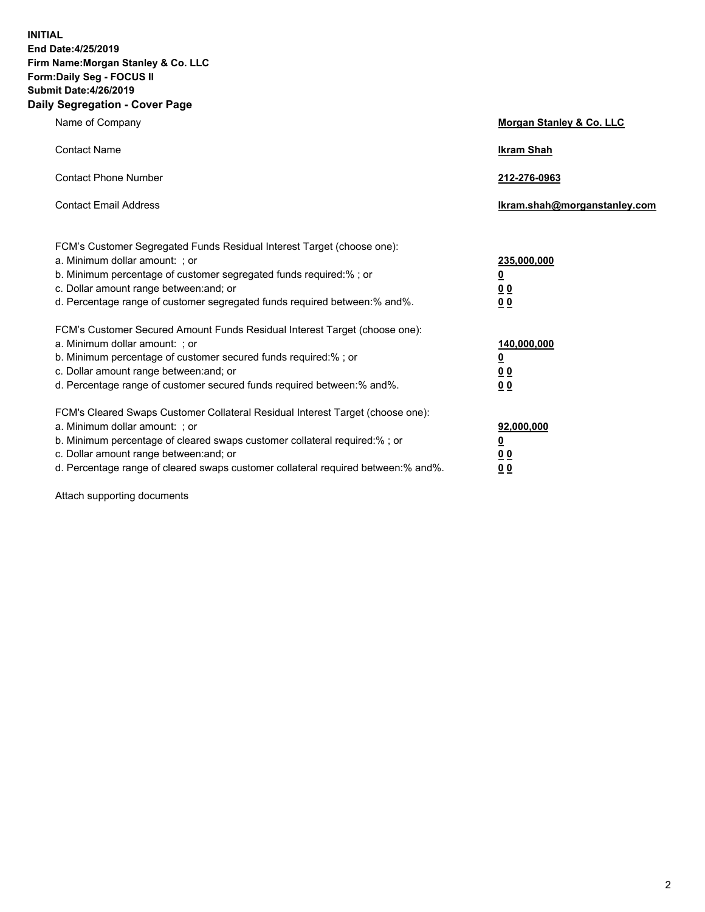**INITIAL**
**End Date:4/25/2019**
**Firm Name:Morgan Stanley & Co. LLC**
**Form:Daily Seg - FOCUS II**
**Submit Date:4/26/2019**

## Daily Segregation - Cover Page

| | |
|---|---|
| Name of Company | **Morgan Stanley & Co. LLC** |
| Contact Name | **Ikram Shah** |
| Contact Phone Number | **212-276-0963** |
| Contact Email Address | **Ikram.shah@morganstanley.com** |

FCM's Customer Segregated Funds Residual Interest Target (choose one):

| | |
|---|---|
| a. Minimum dollar amount: ; or | **235,000,000** |
| b. Minimum percentage of customer segregated funds required:% ; or | **0** |
| c. Dollar amount range between:and; or | **0 0** |
| d. Percentage range of customer segregated funds required between:% and%. | **0 0** |

FCM's Customer Secured Amount Funds Residual Interest Target (choose one):

| | |
|---|---|
| a. Minimum dollar amount: ; or | **140,000,000** |
| b. Minimum percentage of customer secured funds required:% ; or | **0** |
| c. Dollar amount range between:and; or | **0 0** |
| d. Percentage range of customer secured funds required between:% and%. | **0 0** |

FCM's Cleared Swaps Customer Collateral Residual Interest Target (choose one):

| | |
|---|---|
| a. Minimum dollar amount: ; or | **92,000,000** |
| b. Minimum percentage of cleared swaps customer collateral required:% ; or | **0** |
| c. Dollar amount range between:and; or | **0 0** |
| d. Percentage range of cleared swaps customer collateral required between:% and%. | **0 0** |

Attach supporting documents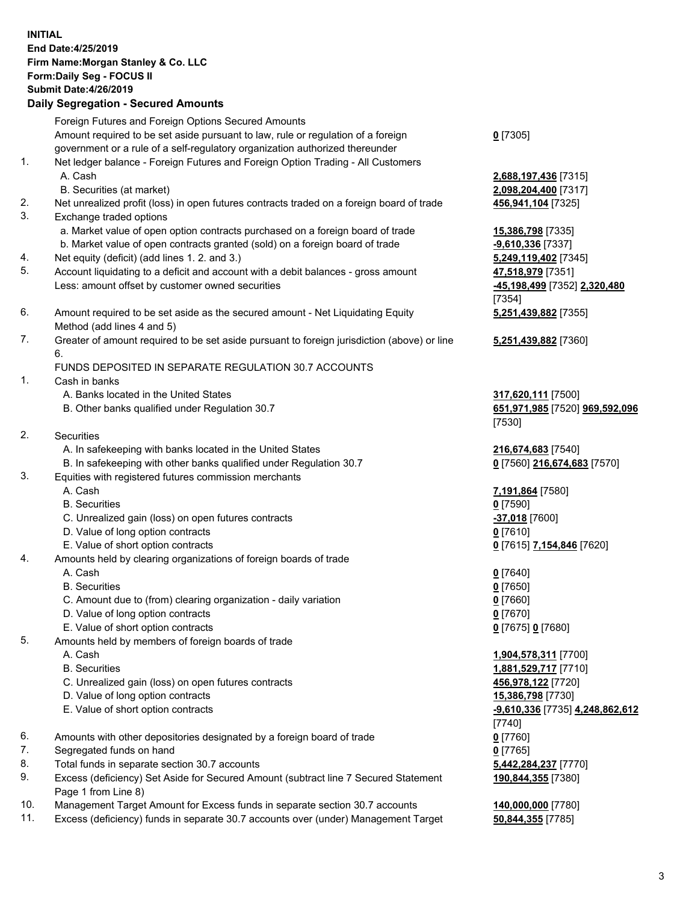**INITIAL**
**End Date:4/25/2019**
**Firm Name:Morgan Stanley & Co. LLC**
**Form:Daily Seg - FOCUS II**
**Submit Date:4/26/2019**

## Daily Segregation - Secured Amounts

| | | |
|---|---|---|
| | Foreign Futures and Foreign Options Secured Amounts | |
| | Amount required to be set aside pursuant to law, rule or regulation of a foreign government or a rule of a self-regulatory organization authorized thereunder | **0** [7305] |
| 1. | Net ledger balance - Foreign Futures and Foreign Option Trading - All Customers | |
| | A. Cash | **2,688,197,436** [7315] |
| | B. Securities (at market) | **2,098,204,400** [7317] |
| 2. | Net unrealized profit (loss) in open futures contracts traded on a foreign board of trade | **456,941,104** [7325] |
| 3. | Exchange traded options | |
| | a. Market value of open option contracts purchased on a foreign board of trade | **15,386,798** [7335] |
| | b. Market value of open contracts granted (sold) on a foreign board of trade | **-9,610,336** [7337] |
| 4. | Net equity (deficit) (add lines 1. 2. and 3.) | **5,249,119,402** [7345] |
| 5. | Account liquidating to a deficit and account with a debit balances - gross amount | **47,518,979** [7351] |
| | Less: amount offset by customer owned securities | **-45,198,499** [7352] **2,320,480** [7354] |
| 6. | Amount required to be set aside as the secured amount - Net Liquidating Equity Method (add lines 4 and 5) | **5,251,439,882** [7355] |
| 7. | Greater of amount required to be set aside pursuant to foreign jurisdiction (above) or line 6. | **5,251,439,882** [7360] |
| | FUNDS DEPOSITED IN SEPARATE REGULATION 30.7 ACCOUNTS | |
| 1. | Cash in banks | |
| | A. Banks located in the United States | **317,620,111** [7500] |
| | B. Other banks qualified under Regulation 30.7 | **651,971,985** [7520] **969,592,096** [7530] |
| 2. | Securities | |
| | A. In safekeeping with banks located in the United States | **216,674,683** [7540] |
| | B. In safekeeping with other banks qualified under Regulation 30.7 | **0** [7560] **216,674,683** [7570] |
| 3. | Equities with registered futures commission merchants | |
| | A. Cash | **7,191,864** [7580] |
| | B. Securities | **0** [7590] |
| | C. Unrealized gain (loss) on open futures contracts | **-37,018** [7600] |
| | D. Value of long option contracts | **0** [7610] |
| | E. Value of short option contracts | **0** [7615] **7,154,846** [7620] |
| 4. | Amounts held by clearing organizations of foreign boards of trade | |
| | A. Cash | **0** [7640] |
| | B. Securities | **0** [7650] |
| | C. Amount due to (from) clearing organization - daily variation | **0** [7660] |
| | D. Value of long option contracts | **0** [7670] |
| | E. Value of short option contracts | **0** [7675] **0** [7680] |
| 5. | Amounts held by members of foreign boards of trade | |
| | A. Cash | **1,904,578,311** [7700] |
| | B. Securities | **1,881,529,717** [7710] |
| | C. Unrealized gain (loss) on open futures contracts | **456,978,122** [7720] |
| | D. Value of long option contracts | **15,386,798** [7730] |
| | E. Value of short option contracts | **-9,610,336** [7735] **4,248,862,612** [7740] |
| 6. | Amounts with other depositories designated by a foreign board of trade | **0** [7760] |
| 7. | Segregated funds on hand | **0** [7765] |
| 8. | Total funds in separate section 30.7 accounts | **5,442,284,237** [7770] |
| 9. | Excess (deficiency) Set Aside for Secured Amount (subtract line 7 Secured Statement Page 1 from Line 8) | **190,844,355** [7380] |
| 10. | Management Target Amount for Excess funds in separate section 30.7 accounts | **140,000,000** [7780] |
| 11. | Excess (deficiency) funds in separate 30.7 accounts over (under) Management Target | **50,844,355** [7785] |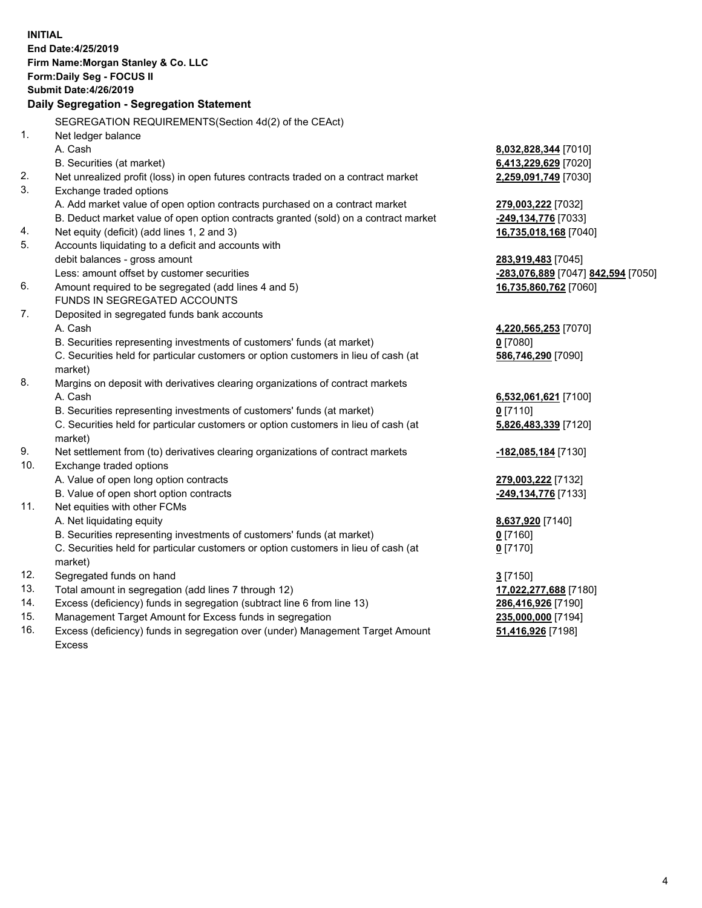**INITIAL**
**End Date:4/25/2019**
**Firm Name:Morgan Stanley & Co. LLC**
**Form:Daily Seg - FOCUS II**
**Submit Date:4/26/2019**

**Daily Segregation - Segregation Statement**

SEGREGATION REQUIREMENTS(Section 4d(2) of the CEAct)

| | | |
|---|---|---|
| 1. | Net ledger balance | |
| | A. Cash | **8,032,828,344** [7010] |
| | B. Securities (at market) | **6,413,229,629** [7020] |
| 2. | Net unrealized profit (loss) in open futures contracts traded on a contract market | **2,259,091,749** [7030] |
| 3. | Exchange traded options | |
| | A. Add market value of open option contracts purchased on a contract market | **279,003,222** [7032] |
| | B. Deduct market value of open option contracts granted (sold) on a contract market | **-249,134,776** [7033] |
| 4. | Net equity (deficit) (add lines 1, 2 and 3) | **16,735,018,168** [7040] |
| 5. | Accounts liquidating to a deficit and accounts with debit balances - gross amount | **283,919,483** [7045] |
| | Less: amount offset by customer securities | **-283,076,889** [7047] **842,594** [7050] |
| 6. | Amount required to be segregated (add lines 4 and 5) | **16,735,860,762** [7060] |
| | FUNDS IN SEGREGATED ACCOUNTS | |
| 7. | Deposited in segregated funds bank accounts | |
| | A. Cash | **4,220,565,253** [7070] |
| | B. Securities representing investments of customers' funds (at market) | **0** [7080] |
| | C. Securities held for particular customers or option customers in lieu of cash (at market) | **586,746,290** [7090] |
| 8. | Margins on deposit with derivatives clearing organizations of contract markets | |
| | A. Cash | **6,532,061,621** [7100] |
| | B. Securities representing investments of customers' funds (at market) | **0** [7110] |
| | C. Securities held for particular customers or option customers in lieu of cash (at market) | **5,826,483,339** [7120] |
| 9. | Net settlement from (to) derivatives clearing organizations of contract markets | **-182,085,184** [7130] |
| 10. | Exchange traded options | |
| | A. Value of open long option contracts | **279,003,222** [7132] |
| | B. Value of open short option contracts | **-249,134,776** [7133] |
| 11. | Net equities with other FCMs | |
| | A. Net liquidating equity | **8,637,920** [7140] |
| | B. Securities representing investments of customers' funds (at market) | **0** [7160] |
| | C. Securities held for particular customers or option customers in lieu of cash (at market) | **0** [7170] |
| 12. | Segregated funds on hand | **3** [7150] |
| 13. | Total amount in segregation (add lines 7 through 12) | **17,022,277,688** [7180] |
| 14. | Excess (deficiency) funds in segregation (subtract line 6 from line 13) | **286,416,926** [7190] |
| 15. | Management Target Amount for Excess funds in segregation | **235,000,000** [7194] |
| 16. | Excess (deficiency) funds in segregation over (under) Management Target Amount Excess | **51,416,926** [7198] |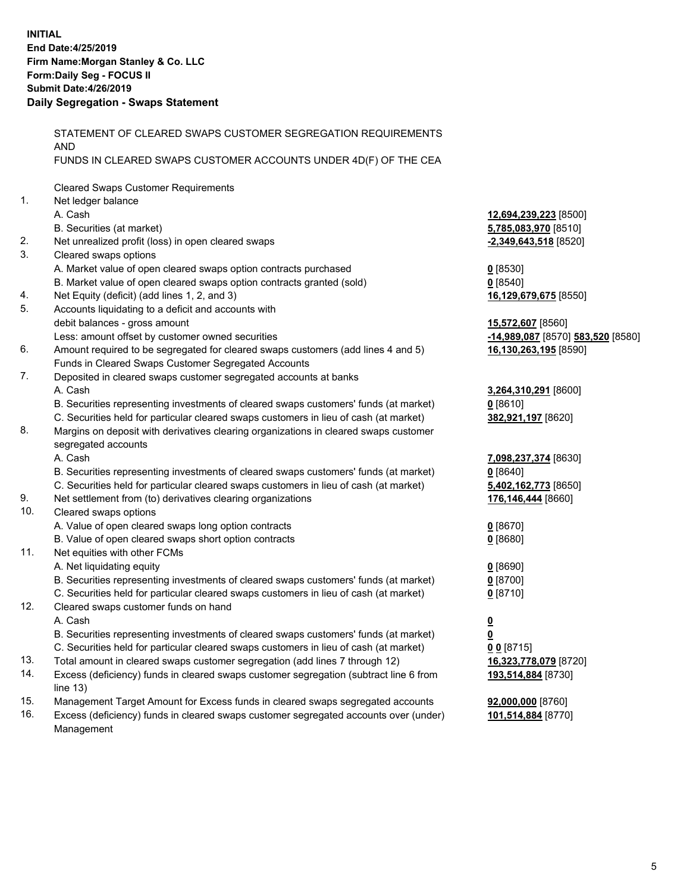**INITIAL**
**End Date:4/25/2019**
**Firm Name:Morgan Stanley & Co. LLC**
**Form:Daily Seg - FOCUS II**
**Submit Date:4/26/2019**
**Daily Segregation - Swaps Statement**

STATEMENT OF CLEARED SWAPS CUSTOMER SEGREGATION REQUIREMENTS AND
FUNDS IN CLEARED SWAPS CUSTOMER ACCOUNTS UNDER 4D(F) OF THE CEA

| | | |
|---|---|---|
| | Cleared Swaps Customer Requirements | |
| 1. | Net ledger balance | |
| | A. Cash | **12,694,239,223** [8500] |
| | B. Securities (at market) | **5,785,083,970** [8510] |
| 2. | Net unrealized profit (loss) in open cleared swaps | **-2,349,643,518** [8520] |
| 3. | Cleared swaps options | |
| | A. Market value of open cleared swaps option contracts purchased | **0** [8530] |
| | B. Market value of open cleared swaps option contracts granted (sold) | **0** [8540] |
| 4. | Net Equity (deficit) (add lines 1, 2, and 3) | **16,129,679,675** [8550] |
| 5. | Accounts liquidating to a deficit and accounts with debit balances - gross amount | **15,572,607** [8560] |
| | Less: amount offset by customer owned securities | **-14,989,087** [8570] **583,520** [8580] |
| 6. | Amount required to be segregated for cleared swaps customers (add lines 4 and 5) | **16,130,263,195** [8590] |
| | Funds in Cleared Swaps Customer Segregated Accounts | |
| 7. | Deposited in cleared swaps customer segregated accounts at banks | |
| | A. Cash | **3,264,310,291** [8600] |
| | B. Securities representing investments of cleared swaps customers' funds (at market) | **0** [8610] |
| | C. Securities held for particular cleared swaps customers in lieu of cash (at market) | **382,921,197** [8620] |
| 8. | Margins on deposit with derivatives clearing organizations in cleared swaps customer segregated accounts | |
| | A. Cash | **7,098,237,374** [8630] |
| | B. Securities representing investments of cleared swaps customers' funds (at market) | **0** [8640] |
| | C. Securities held for particular cleared swaps customers in lieu of cash (at market) | **5,402,162,773** [8650] |
| 9. | Net settlement from (to) derivatives clearing organizations | **176,146,444** [8660] |
| 10. | Cleared swaps options | |
| | A. Value of open cleared swaps long option contracts | **0** [8670] |
| | B. Value of open cleared swaps short option contracts | **0** [8680] |
| 11. | Net equities with other FCMs | |
| | A. Net liquidating equity | **0** [8690] |
| | B. Securities representing investments of cleared swaps customers' funds (at market) | **0** [8700] |
| | C. Securities held for particular cleared swaps customers in lieu of cash (at market) | **0** [8710] |
| 12. | Cleared swaps customer funds on hand | |
| | A. Cash | **0** |
| | B. Securities representing investments of cleared swaps customers' funds (at market) | **0** |
| | C. Securities held for particular cleared swaps customers in lieu of cash (at market) | **0** **0** [8715] |
| 13. | Total amount in cleared swaps customer segregation (add lines 7 through 12) | **16,323,778,079** [8720] |
| 14. | Excess (deficiency) funds in cleared swaps customer segregation (subtract line 6 from line 13) | **193,514,884** [8730] |
| 15. | Management Target Amount for Excess funds in cleared swaps segregated accounts | **92,000,000** [8760] |
| 16. | Excess (deficiency) funds in cleared swaps customer segregated accounts over (under) Management | **101,514,884** [8770] |